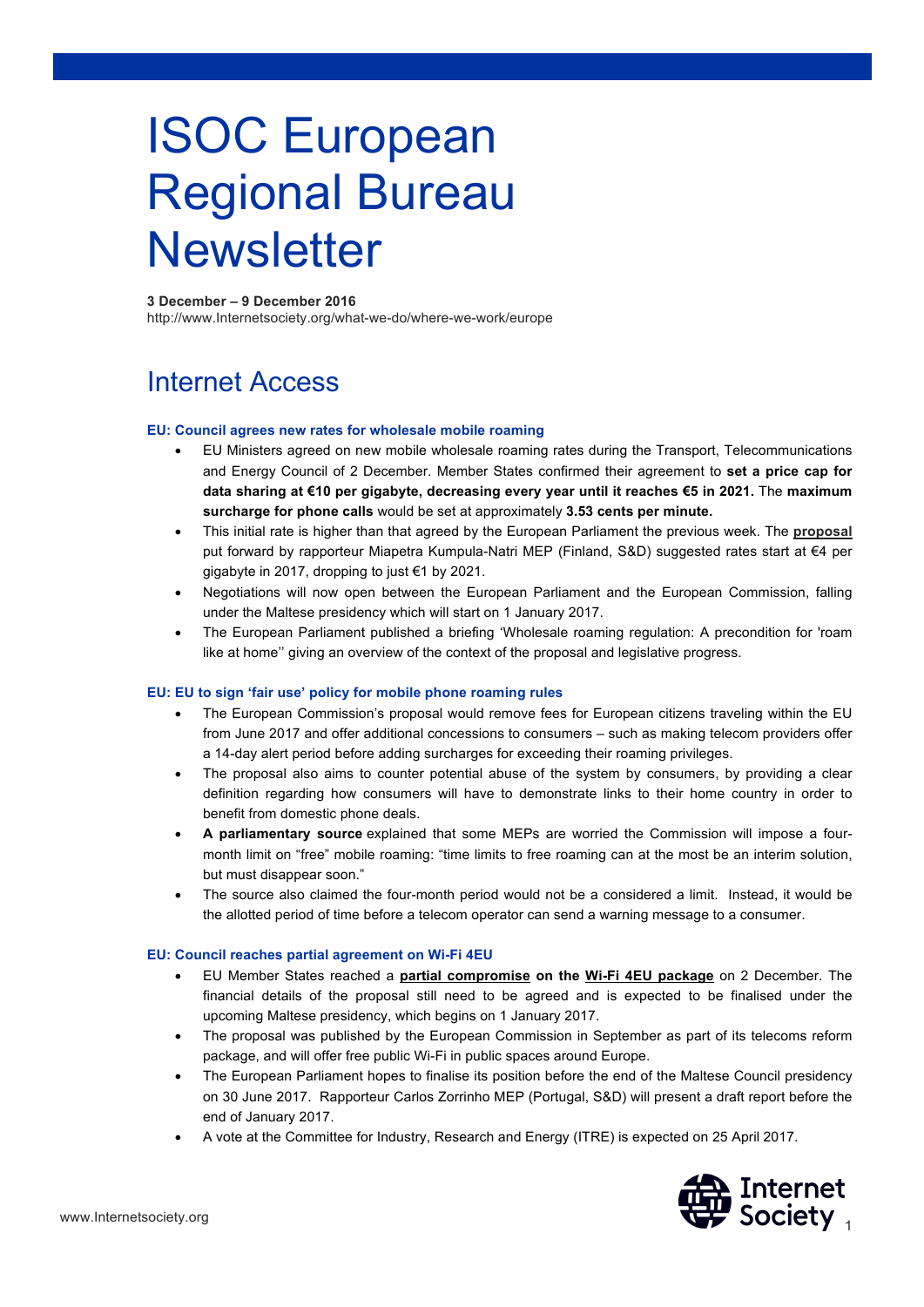# ISOC European Regional Bureau Newsletter

**3 December – 9 December 2016**
http://www.Internetsociety.org/what-we-do/where-we-work/europe

## Internet Access

### EU: Council agrees new rates for wholesale mobile roaming

- EU Ministers agreed on new mobile wholesale roaming rates during the Transport, Telecommunications and Energy Council of 2 December. Member States confirmed their agreement to **set a price cap for data sharing at €10 per gigabyte, decreasing every year until it reaches €5 in 2021.** The **maximum surcharge for phone calls** would be set at approximately **3.53 cents per minute.**
- This initial rate is higher than that agreed by the European Parliament the previous week. The **proposal** put forward by rapporteur Miapetra Kumpula-Natri MEP (Finland, S&D) suggested rates start at €4 per gigabyte in 2017, dropping to just €1 by 2021.
- Negotiations will now open between the European Parliament and the European Commission, falling under the Maltese presidency which will start on 1 January 2017.
- The European Parliament published a briefing 'Wholesale roaming regulation: A precondition for 'roam like at home'' giving an overview of the context of the proposal and legislative progress.

### EU: EU to sign 'fair use' policy for mobile phone roaming rules

- The European Commission's proposal would remove fees for European citizens traveling within the EU from June 2017 and offer additional concessions to consumers – such as making telecom providers offer a 14-day alert period before adding surcharges for exceeding their roaming privileges.
- The proposal also aims to counter potential abuse of the system by consumers, by providing a clear definition regarding how consumers will have to demonstrate links to their home country in order to benefit from domestic phone deals.
- **A parliamentary source** explained that some MEPs are worried the Commission will impose a four-month limit on "free" mobile roaming: "time limits to free roaming can at the most be an interim solution, but must disappear soon."
- The source also claimed the four-month period would not be a considered a limit. Instead, it would be the allotted period of time before a telecom operator can send a warning message to a consumer.

### EU: Council reaches partial agreement on Wi-Fi 4EU

- EU Member States reached a **partial compromise on the Wi-Fi 4EU package** on 2 December. The financial details of the proposal still need to be agreed and is expected to be finalised under the upcoming Maltese presidency, which begins on 1 January 2017.
- The proposal was published by the European Commission in September as part of its telecoms reform package, and will offer free public Wi-Fi in public spaces around Europe.
- The European Parliament hopes to finalise its position before the end of the Maltese Council presidency on 30 June 2017. Rapporteur Carlos Zorrinho MEP (Portugal, S&D) will present a draft report before the end of January 2017.
- A vote at the Committee for Industry, Research and Energy (ITRE) is expected on 25 April 2017.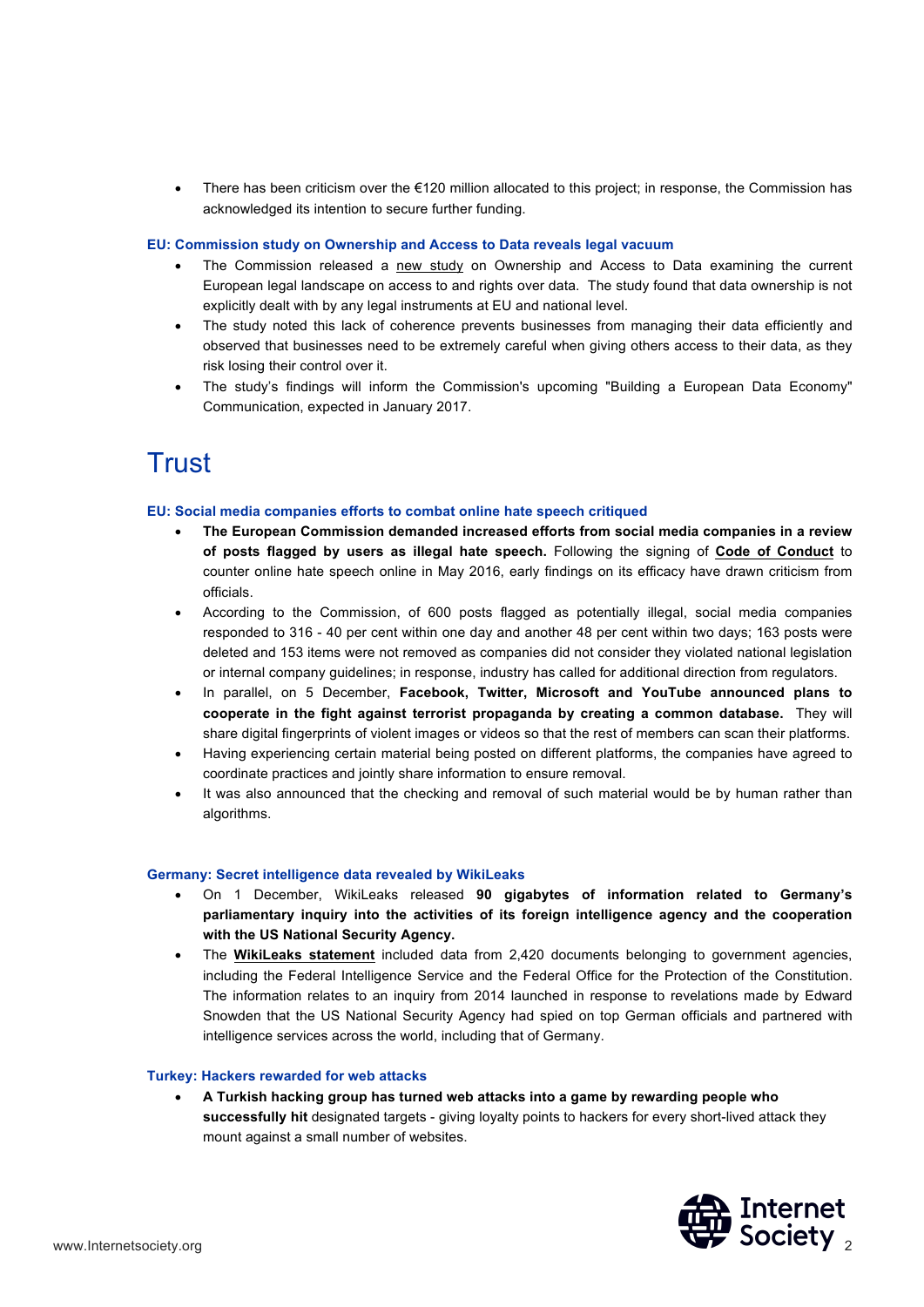- There has been criticism over the €120 million allocated to this project; in response, the Commission has acknowledged its intention to secure further funding.

#### EU: Commission study on Ownership and Access to Data reveals legal vacuum

- The Commission released a new study on Ownership and Access to Data examining the current European legal landscape on access to and rights over data. The study found that data ownership is not explicitly dealt with by any legal instruments at EU and national level.
- The study noted this lack of coherence prevents businesses from managing their data efficiently and observed that businesses need to be extremely careful when giving others access to their data, as they risk losing their control over it.
- The study's findings will inform the Commission's upcoming "Building a European Data Economy" Communication, expected in January 2017.

# Trust

#### EU: Social media companies efforts to combat online hate speech critiqued

- **The European Commission demanded increased efforts from social media companies in a review of posts flagged by users as illegal hate speech.** Following the signing of **Code of Conduct** to counter online hate speech online in May 2016, early findings on its efficacy have drawn criticism from officials.
- According to the Commission, of 600 posts flagged as potentially illegal, social media companies responded to 316 - 40 per cent within one day and another 48 per cent within two days; 163 posts were deleted and 153 items were not removed as companies did not consider they violated national legislation or internal company guidelines; in response, industry has called for additional direction from regulators.
- In parallel, on 5 December, **Facebook, Twitter, Microsoft and YouTube announced plans to cooperate in the fight against terrorist propaganda by creating a common database.** They will share digital fingerprints of violent images or videos so that the rest of members can scan their platforms.
- Having experiencing certain material being posted on different platforms, the companies have agreed to coordinate practices and jointly share information to ensure removal.
- It was also announced that the checking and removal of such material would be by human rather than algorithms.

#### Germany: Secret intelligence data revealed by WikiLeaks

- On 1 December, WikiLeaks released **90 gigabytes of information related to Germany's parliamentary inquiry into the activities of its foreign intelligence agency and the cooperation with the US National Security Agency.**
- The **WikiLeaks statement** included data from 2,420 documents belonging to government agencies, including the Federal Intelligence Service and the Federal Office for the Protection of the Constitution. The information relates to an inquiry from 2014 launched in response to revelations made by Edward Snowden that the US National Security Agency had spied on top German officials and partnered with intelligence services across the world, including that of Germany.

#### Turkey: Hackers rewarded for web attacks

- **A Turkish hacking group has turned web attacks into a game by rewarding people who successfully hit** designated targets - giving loyalty points to hackers for every short-lived attack they mount against a small number of websites.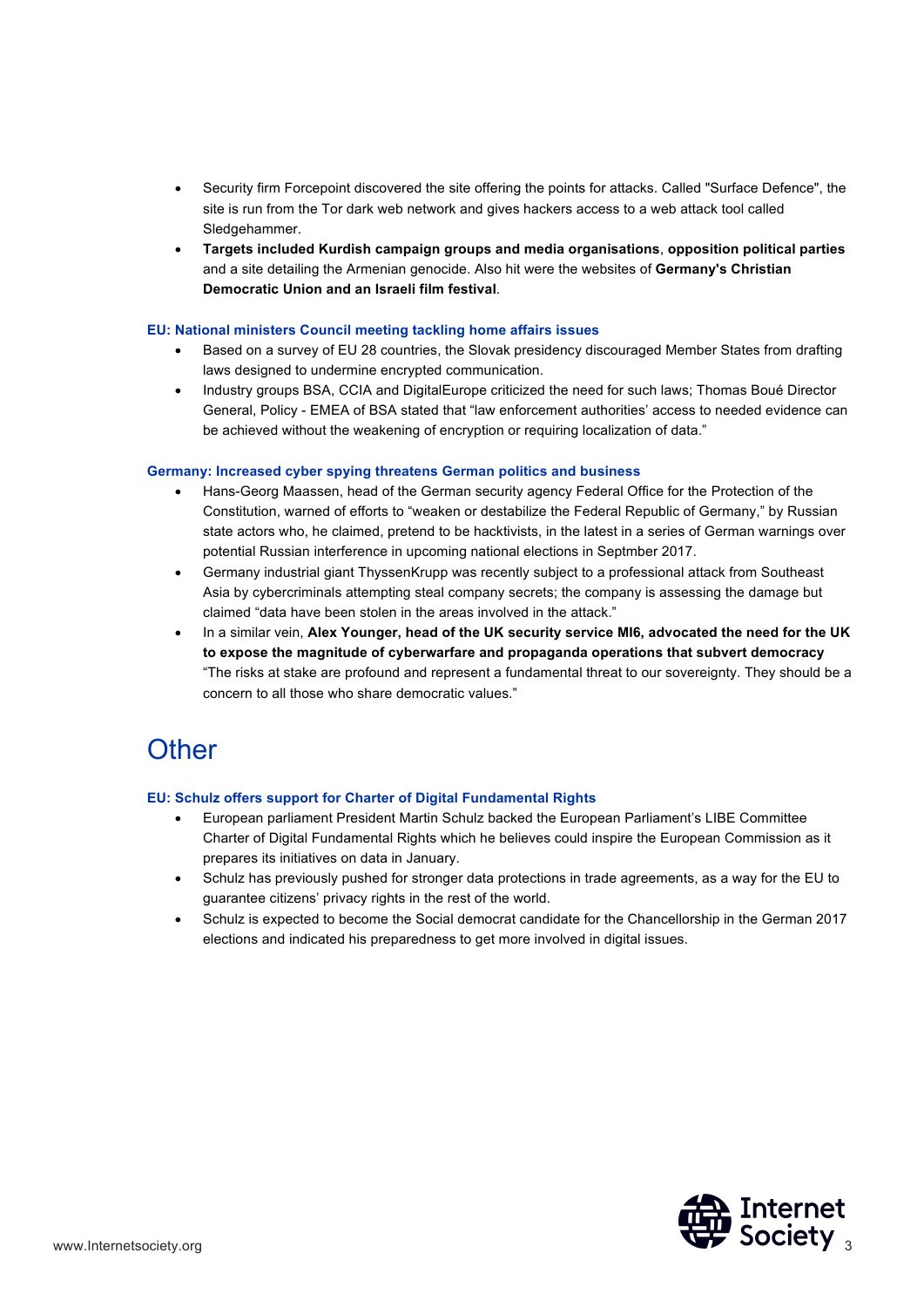- Security firm Forcepoint discovered the site offering the points for attacks. Called "Surface Defence", the site is run from the Tor dark web network and gives hackers access to a web attack tool called Sledgehammer.
- **Targets included Kurdish campaign groups and media organisations**, **opposition political parties** and a site detailing the Armenian genocide. Also hit were the websites of **Germany's Christian Democratic Union and an Israeli film festival**.

### EU: National ministers Council meeting tackling home affairs issues

- Based on a survey of EU 28 countries, the Slovak presidency discouraged Member States from drafting laws designed to undermine encrypted communication.
- Industry groups BSA, CCIA and DigitalEurope criticized the need for such laws; Thomas Boué Director General, Policy - EMEA of BSA stated that "law enforcement authorities' access to needed evidence can be achieved without the weakening of encryption or requiring localization of data."

### Germany: Increased cyber spying threatens German politics and business

- Hans-Georg Maassen, head of the German security agency Federal Office for the Protection of the Constitution, warned of efforts to "weaken or destabilize the Federal Republic of Germany," by Russian state actors who, he claimed, pretend to be hacktivists, in the latest in a series of German warnings over potential Russian interference in upcoming national elections in Septmber 2017.
- Germany industrial giant ThyssenKrupp was recently subject to a professional attack from Southeast Asia by cybercriminals attempting steal company secrets; the company is assessing the damage but claimed "data have been stolen in the areas involved in the attack."
- In a similar vein, **Alex Younger, head of the UK security service MI6, advocated the need for the UK to expose the magnitude of cyberwarfare and propaganda operations that subvert democracy** "The risks at stake are profound and represent a fundamental threat to our sovereignty. They should be a concern to all those who share democratic values."

## Other

### EU: Schulz offers support for Charter of Digital Fundamental Rights

- European parliament President Martin Schulz backed the European Parliament's LIBE Committee Charter of Digital Fundamental Rights which he believes could inspire the European Commission as it prepares its initiatives on data in January.
- Schulz has previously pushed for stronger data protections in trade agreements, as a way for the EU to guarantee citizens' privacy rights in the rest of the world.
- Schulz is expected to become the Social democrat candidate for the Chancellorship in the German 2017 elections and indicated his preparedness to get more involved in digital issues.